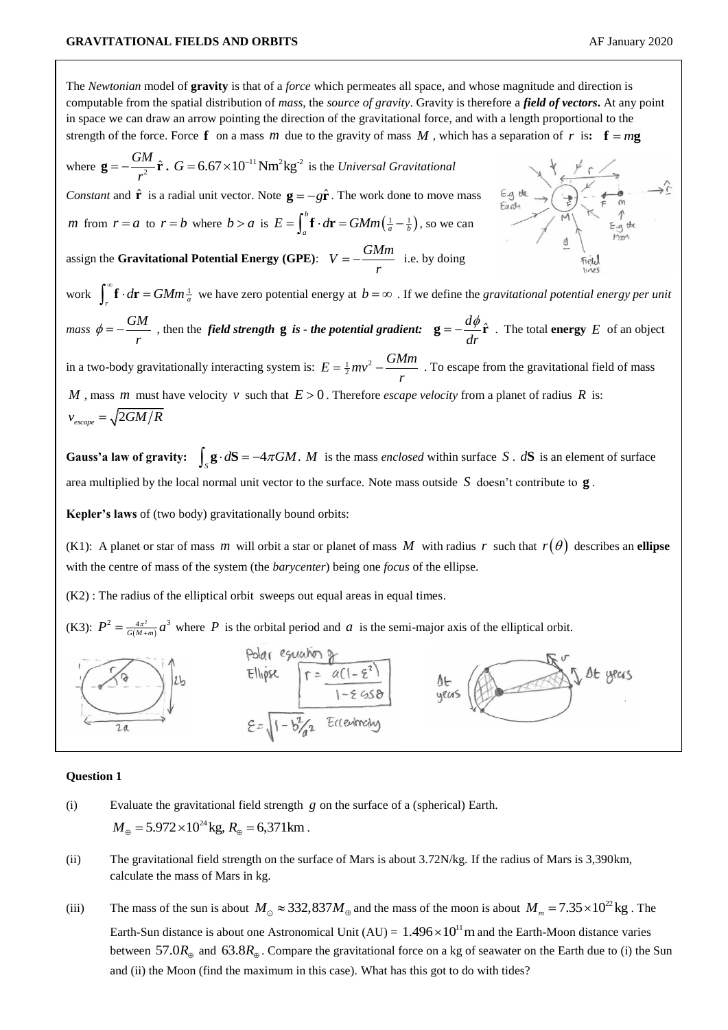The *Newtonian* model of **gravity** is that of a *force* which permeates all space, and whose magnitude and direction is computable from the spatial distribution of *mass*, the *source of gravity*. Gravity is therefore a ***field of vectors***. At any point in space we can draw an arrow pointing the direction of the gravitational force, and with a length proportional to the strength of the force. Force $\mathbf{f}$ on a mass $m$ due to the gravity of mass $M$, which has a separation of $r$ is: $\mathbf{f} = m\mathbf{g}$

where $\mathbf{g} = -\frac{GM}{r^2}\hat{\mathbf{r}}$. $G = 6.67\times10^{-11}\,\mathrm{Nm^2kg^{-2}}$ is the *Universal Gravitational Constant* and $\hat{\mathbf{r}}$ is a radial unit vector. Note $\mathbf{g} = -g\hat{\mathbf{r}}$. The work done to move mass $m$ from $r = a$ to $r = b$ where $b > a$ is $E = \int_a^b \mathbf{f}\cdot d\mathbf{r} = GMm\left(\frac{1}{a} - \frac{1}{b}\right)$, so we can assign the **Gravitational Potential Energy (GPE)**: $V = -\frac{GMm}{r}$ i.e. by doing work $\int_r^\infty \mathbf{f}\cdot d\mathbf{r} = GMm\frac{1}{a}$ we have zero potential energy at $b = \infty$. If we define the *gravitational potential energy per unit mass* $\phi = -\frac{GM}{r}$, then the ***field strength*** $\mathbf{g}$ ***is - the potential gradient:*** $\mathbf{g} = -\frac{d\phi}{dr}\hat{\mathbf{r}}$. The total **energy** $E$ of an object in a two-body gravitationally interacting system is: $E = \frac{1}{2}mv^2 - \frac{GMm}{r}$. To escape from the gravitational field of mass $M$, mass $m$ must have velocity $v$ such that $E > 0$. Therefore *escape velocity* from a planet of radius $R$ is: $v_{escape} = \sqrt{2GM/R}$

**Gauss'a law of gravity:** $\int_S \mathbf{g}\cdot d\mathbf{S} = -4\pi GM$. $M$ is the mass *enclosed* within surface $S$. $d\mathbf{S}$ is an element of surface area multiplied by the local normal unit vector to the surface. Note mass outside $S$ doesn't contribute to $\mathbf{g}$.

**Kepler's laws** of (two body) gravitationally bound orbits:

(K1): A planet or star of mass $m$ will orbit a star or planet of mass $M$ with radius $r$ such that $r(\theta)$ describes an **ellipse** with the centre of mass of the system (the *barycenter*) being one *focus* of the ellipse.

(K2) : The radius of the elliptical orbit sweeps out equal areas in equal times.

(K3): $P^2 = \frac{4\pi^2}{G(M+m)}a^3$ where $P$ is the orbital period and $a$ is the semi-major axis of the elliptical orbit.

Polar equation of Ellipse $r = \frac{a(1-\varepsilon^2)}{1-\varepsilon\cos\theta}$

$\varepsilon = \sqrt{1 - b^2/a^2}$ Eccentricity

### Question 1

(i) Evaluate the gravitational field strength $g$ on the surface of a (spherical) Earth. $M_\oplus = 5.972\times10^{24}\,\mathrm{kg}$, $R_\oplus = 6{,}371\,\mathrm{km}$.

(ii) The gravitational field strength on the surface of Mars is about 3.72N/kg. If the radius of Mars is 3,390km, calculate the mass of Mars in kg.

(iii) The mass of the sun is about $M_\odot \approx 332{,}837 M_\oplus$ and the mass of the moon is about $M_m = 7.35\times10^{22}\,\mathrm{kg}$. The Earth-Sun distance is about one Astronomical Unit (AU) = $1.496\times10^{11}\,\mathrm{m}$ and the Earth-Moon distance varies between $57.0R_\oplus$ and $63.8R_\oplus$. Compare the gravitational force on a kg of seawater on the Earth due to (i) the Sun and (ii) the Moon (find the maximum in this case). What has this got to do with tides?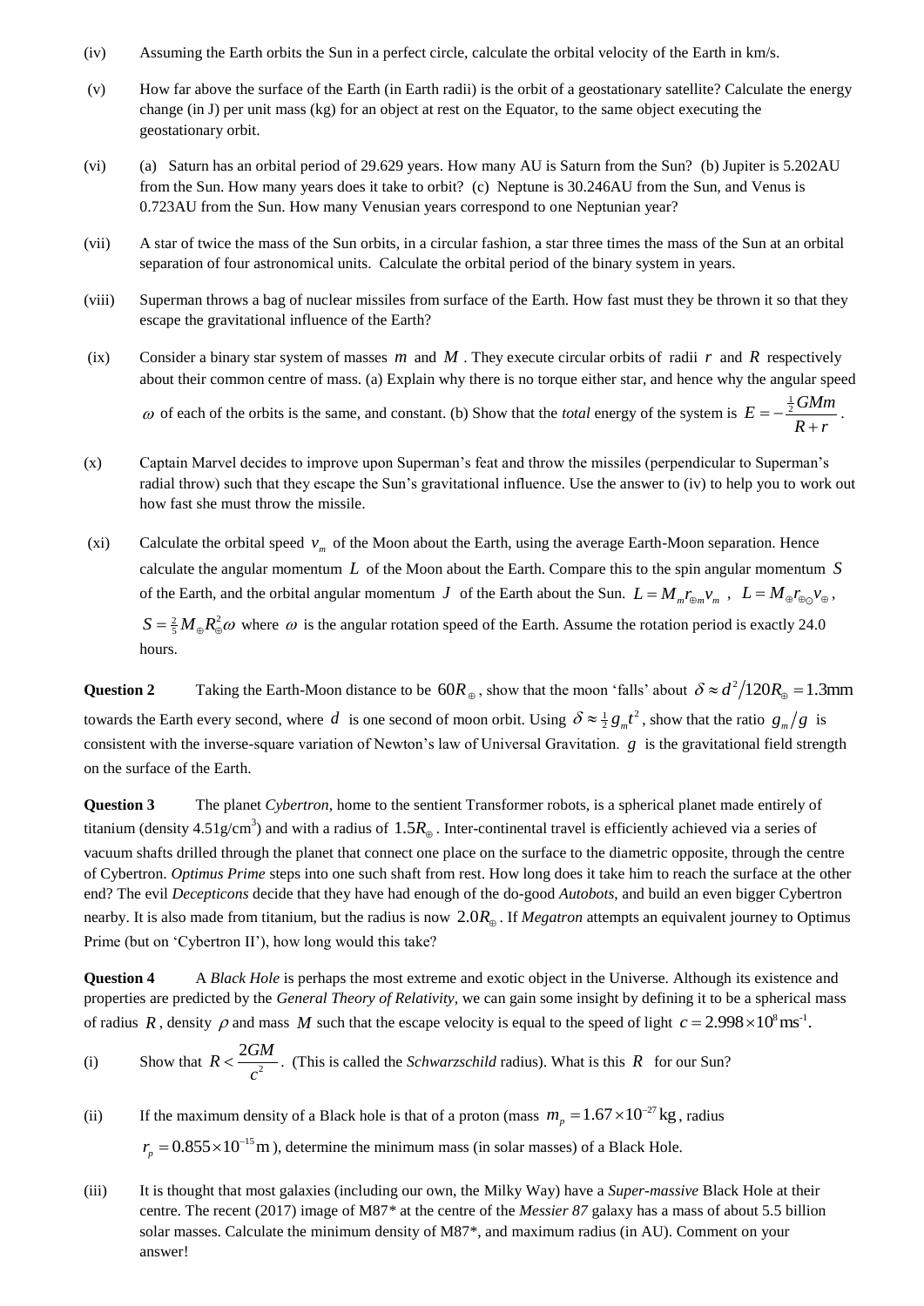(iv) Assuming the Earth orbits the Sun in a perfect circle, calculate the orbital velocity of the Earth in km/s.

(v) How far above the surface of the Earth (in Earth radii) is the orbit of a geostationary satellite? Calculate the energy change (in J) per unit mass (kg) for an object at rest on the Equator, to the same object executing the geostationary orbit.

(vi) (a) Saturn has an orbital period of 29.629 years. How many AU is Saturn from the Sun? (b) Jupiter is 5.202AU from the Sun. How many years does it take to orbit? (c) Neptune is 30.246AU from the Sun, and Venus is 0.723AU from the Sun. How many Venusian years correspond to one Neptunian year?

(vii) A star of twice the mass of the Sun orbits, in a circular fashion, a star three times the mass of the Sun at an orbital separation of four astronomical units. Calculate the orbital period of the binary system in years.

(viii) Superman throws a bag of nuclear missiles from surface of the Earth. How fast must they be thrown it so that they escape the gravitational influence of the Earth?

(ix) Consider a binary star system of masses $m$ and $M$. They execute circular orbits of radii $r$ and $R$ respectively about their common centre of mass. (a) Explain why there is no torque either star, and hence why the angular speed $\omega$ of each of the orbits is the same, and constant. (b) Show that the *total* energy of the system is $E = -\dfrac{\frac{1}{2}GMm}{R+r}$.

(x) Captain Marvel decides to improve upon Superman's feat and throw the missiles (perpendicular to Superman's radial throw) such that they escape the Sun's gravitational influence. Use the answer to (iv) to help you to work out how fast she must throw the missile.

(xi) Calculate the orbital speed $v_m$ of the Moon about the Earth, using the average Earth-Moon separation. Hence calculate the angular momentum $L$ of the Moon about the Earth. Compare this to the spin angular momentum $S$ of the Earth, and the orbital angular momentum $J$ of the Earth about the Sun. $L = M_m r_{\oplus m} v_m$, $L = M_{\oplus} r_{\oplus\odot} v_{\oplus}$, $S = \frac{2}{5} M_{\oplus} R_{\oplus}^2 \omega$ where $\omega$ is the angular rotation speed of the Earth. Assume the rotation period is exactly 24.0 hours.

**Question 2** Taking the Earth-Moon distance to be $60R_{\oplus}$, show that the moon 'falls' about $\delta \approx d^2/120R_{\oplus} = 1.3\text{mm}$ towards the Earth every second, where $d$ is one second of moon orbit. Using $\delta \approx \frac{1}{2} g_m t^2$, show that the ratio $g_m/g$ is consistent with the inverse-square variation of Newton's law of Universal Gravitation. $g$ is the gravitational field strength on the surface of the Earth.

**Question 3** The planet *Cybertron*, home to the sentient Transformer robots, is a spherical planet made entirely of titanium (density $4.51\text{g/cm}^3$) and with a radius of $1.5R_{\oplus}$. Inter-continental travel is efficiently achieved via a series of vacuum shafts drilled through the planet that connect one place on the surface to the diametric opposite, through the centre of Cybertron. *Optimus Prime* steps into one such shaft from rest. How long does it take him to reach the surface at the other end? The evil *Decepticons* decide that they have had enough of the do-good *Autobots*, and build an even bigger Cybertron nearby. It is also made from titanium, but the radius is now $2.0R_{\oplus}$. If *Megatron* attempts an equivalent journey to Optimus Prime (but on 'Cybertron II'), how long would this take?

**Question 4** A *Black Hole* is perhaps the most extreme and exotic object in the Universe. Although its existence and properties are predicted by the *General Theory of Relativity,* we can gain some insight by defining it to be a spherical mass of radius $R$, density $\rho$ and mass $M$ such that the escape velocity is equal to the speed of light $c = 2.998\times10^8\,\text{ms}^{-1}$.

(i) Show that $R < \dfrac{2GM}{c^2}$. (This is called the *Schwarzschild* radius). What is this $R$ for our Sun?

(ii) If the maximum density of a Black hole is that of a proton (mass $m_p = 1.67\times10^{-27}\,\text{kg}$, radius $r_p = 0.855\times10^{-15}\,\text{m}$), determine the minimum mass (in solar masses) of a Black Hole.

(iii) It is thought that most galaxies (including our own, the Milky Way) have a *Super-massive* Black Hole at their centre. The recent (2017) image of M87* at the centre of the *Messier 87* galaxy has a mass of about 5.5 billion solar masses. Calculate the minimum density of M87*, and maximum radius (in AU). Comment on your answer!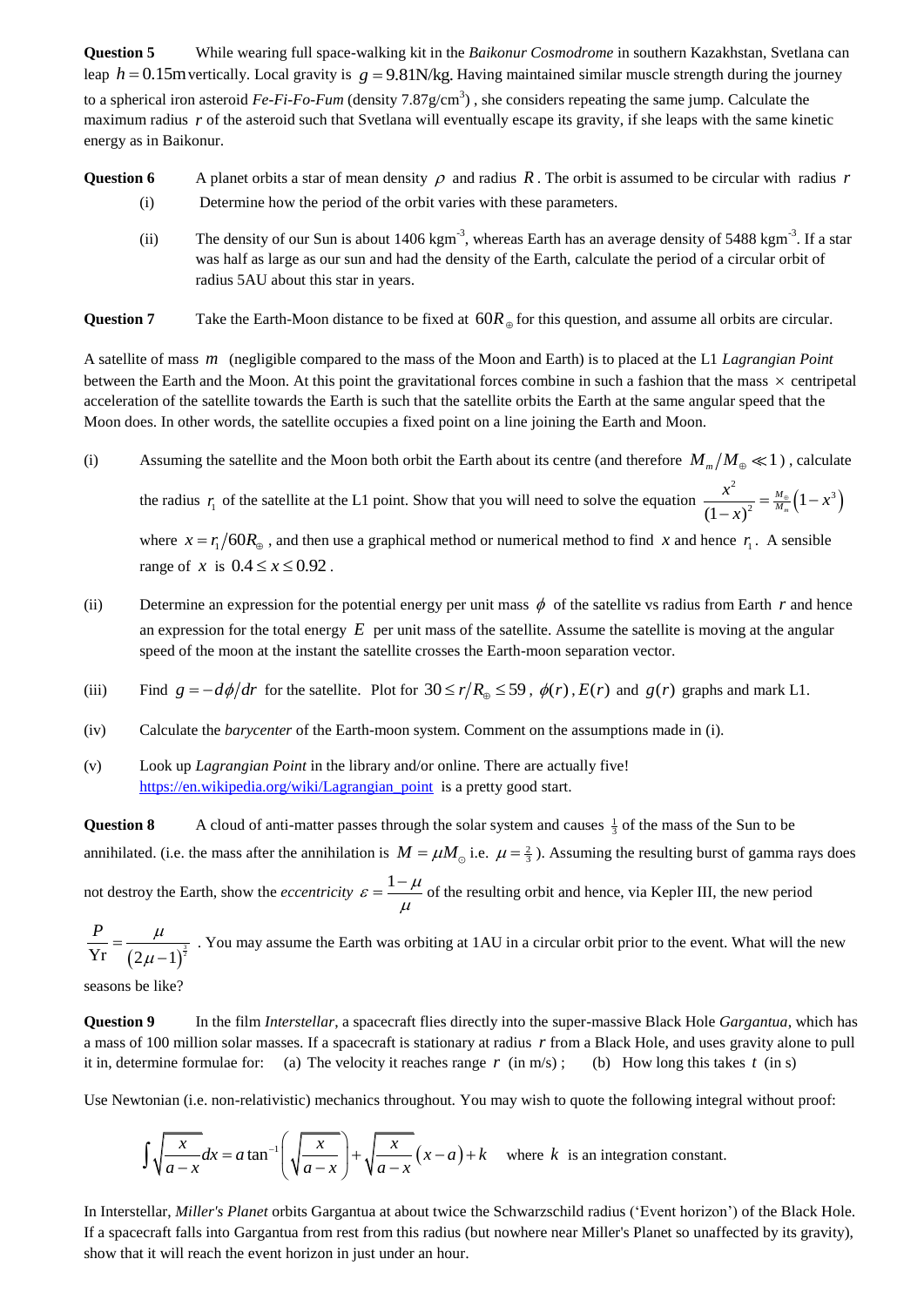**Question 5** While wearing full space-walking kit in the *Baikonur Cosmodrome* in southern Kazakhstan, Svetlana can leap $h = 0.15\text{m}$ vertically. Local gravity is $g = 9.81\text{N/kg}$. Having maintained similar muscle strength during the journey to a spherical iron asteroid *Fe-Fi-Fo-Fum* (density $7.87\text{g/cm}^3$), she considers repeating the same jump. Calculate the maximum radius $r$ of the asteroid such that Svetlana will eventually escape its gravity, if she leaps with the same kinetic energy as in Baikonur.

**Question 6** A planet orbits a star of mean density $\rho$ and radius $R$. The orbit is assumed to be circular with radius $r$

(i) Determine how the period of the orbit varies with these parameters.

(ii) The density of our Sun is about 1406 $\text{kgm}^{-3}$, whereas Earth has an average density of 5488 $\text{kgm}^{-3}$. If a star was half as large as our sun and had the density of the Earth, calculate the period of a circular orbit of radius 5AU about this star in years.

**Question 7** Take the Earth-Moon distance to be fixed at $60R_{\oplus}$ for this question, and assume all orbits are circular.

A satellite of mass $m$ (negligible compared to the mass of the Moon and Earth) is to placed at the L1 *Lagrangian Point* between the Earth and the Moon. At this point the gravitational forces combine in such a fashion that the mass × centripetal acceleration of the satellite towards the Earth is such that the satellite orbits the Earth at the same angular speed that the Moon does. In other words, the satellite occupies a fixed point on a line joining the Earth and Moon.

(i) Assuming the satellite and the Moon both orbit the Earth about its centre (and therefore $M_m/M_{\oplus} \ll 1$), calculate the radius $r_1$ of the satellite at the L1 point. Show that you will need to solve the equation $\dfrac{x^2}{(1-x)^2} = \frac{M_{\oplus}}{M_m}\left(1-x^3\right)$ where $x = r_1/60R_{\oplus}$, and then use a graphical method or numerical method to find $x$ and hence $r_1$. A sensible range of $x$ is $0.4 \leq x \leq 0.92$.

(ii) Determine an expression for the potential energy per unit mass $\phi$ of the satellite vs radius from Earth $r$ and hence an expression for the total energy $E$ per unit mass of the satellite. Assume the satellite is moving at the angular speed of the moon at the instant the satellite crosses the Earth-moon separation vector.

(iii) Find $g = -d\phi/dr$ for the satellite. Plot for $30 \leq r/R_{\oplus} \leq 59$, $\phi(r)$, $E(r)$ and $g(r)$ graphs and mark L1.

(iv) Calculate the *barycenter* of the Earth-moon system. Comment on the assumptions made in (i).

(v) Look up *Lagrangian Point* in the library and/or online. There are actually five!
https://en.wikipedia.org/wiki/Lagrangian_point is a pretty good start.

**Question 8** A cloud of anti-matter passes through the solar system and causes $\frac{1}{3}$ of the mass of the Sun to be annihilated. (i.e. the mass after the annihilation is $M = \mu M_{\odot}$ i.e. $\mu = \frac{2}{3}$). Assuming the resulting burst of gamma rays does not destroy the Earth, show the *eccentricity* $\varepsilon = \dfrac{1-\mu}{\mu}$ of the resulting orbit and hence, via Kepler III, the new period $\dfrac{P}{\text{Yr}} = \dfrac{\mu}{(2\mu-1)^{\frac{3}{2}}}$. You may assume the Earth was orbiting at 1AU in a circular orbit prior to the event. What will the new seasons be like?

**Question 9** In the film *Interstellar*, a spacecraft flies directly into the super-massive Black Hole *Gargantua*, which has a mass of 100 million solar masses. If a spacecraft is stationary at radius $r$ from a Black Hole, and uses gravity alone to pull it in, determine formulae for: (a) The velocity it reaches range $r$ (in m/s) ; (b) How long this takes $t$ (in s)

Use Newtonian (i.e. non-relativistic) mechanics throughout. You may wish to quote the following integral without proof:

$$\int \sqrt{\frac{x}{a-x}}dx = a\tan^{-1}\left(\sqrt{\frac{x}{a-x}}\right) + \sqrt{\frac{x}{a-x}}(x-a) + k \quad \text{where } k \text{ is an integration constant.}$$

In Interstellar, *Miller's Planet* orbits Gargantua at about twice the Schwarzschild radius ('Event horizon') of the Black Hole. If a spacecraft falls into Gargantua from rest from this radius (but nowhere near Miller's Planet so unaffected by its gravity), show that it will reach the event horizon in just under an hour.